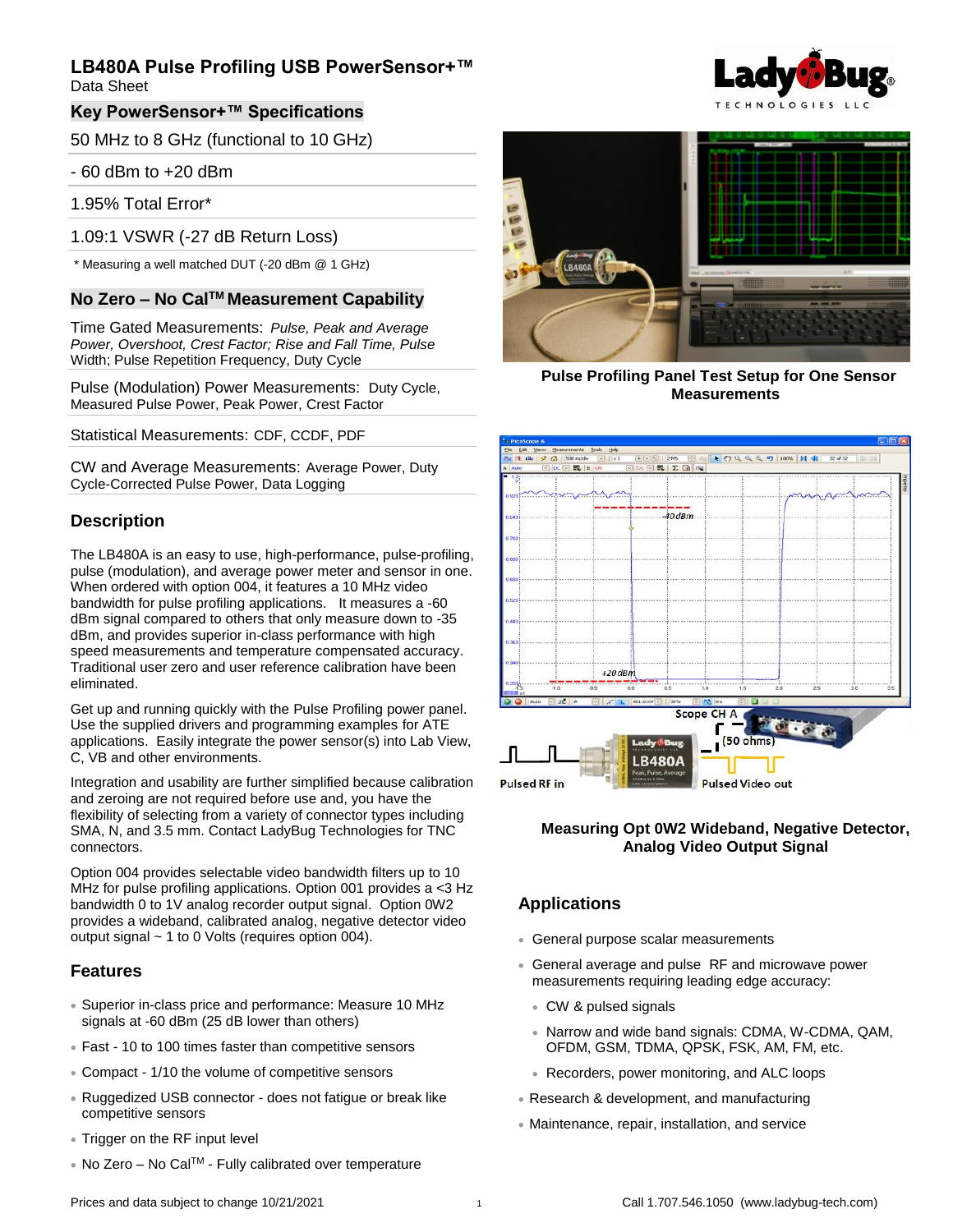# LB480A Pulse Profiling USB PowerSensor+™

Data Sheet

## Key PowerSensor+™ Specifications

50 MHz to 8 GHz (functional to 10 GHz)

- 60 dBm to +20 dBm

1.95% Total Error*

1.09:1 VSWR (-27 dB Return Loss)

\* Measuring a well matched DUT (-20 dBm @ 1 GHz)

## No Zero – No Cal[TM] Measurement Capability

Time Gated Measurements: *Pulse, Peak and Average Power, Overshoot, Crest Factor; Rise and Fall Time, Pulse Width; Pulse Repetition Frequency, Duty Cycle*

Pulse (Modulation) Power Measurements: Duty Cycle, Measured Pulse Power, Peak Power, Crest Factor

Statistical Measurements: CDF, CCDF, PDF

CW and Average Measurements: Average Power, Duty Cycle-Corrected Pulse Power, Data Logging

## Description

The LB480A is an easy to use, high-performance, pulse-profiling, pulse (modulation), and average power meter and sensor in one. When ordered with option 004, it features a 10 MHz video bandwidth for pulse profiling applications. It measures a -60 dBm signal compared to others that only measure down to -35 dBm, and provides superior in-class performance with high speed measurements and temperature compensated accuracy. Traditional user zero and user reference calibration have been eliminated.

Get up and running quickly with the Pulse Profiling power panel. Use the supplied drivers and programming examples for ATE applications. Easily integrate the power sensor(s) into Lab View, C, VB and other environments.

Integration and usability are further simplified because calibration and zeroing are not required before use and, you have the flexibility of selecting from a variety of connector types including SMA, N, and 3.5 mm. Contact LadyBug Technologies for TNC connectors.

Option 004 provides selectable video bandwidth filters up to 10 MHz for pulse profiling applications. Option 001 provides a <3 Hz bandwidth 0 to 1V analog recorder output signal. Option 0W2 provides a wideband, calibrated analog, negative detector video output signal ~ 1 to 0 Volts (requires option 004).

## Features

- Superior in-class price and performance: Measure 10 MHz signals at -60 dBm (25 dB lower than others)
- Fast - 10 to 100 times faster than competitive sensors
- Compact - 1/10 the volume of competitive sensors
- Ruggedized USB connector - does not fatigue or break like competitive sensors
- Trigger on the RF input level
- No Zero – No Cal[TM] - Fully calibrated over temperature

**Pulse Profiling Panel Test Setup for One Sensor Measurements**

**Measuring Opt 0W2 Wideband, Negative Detector, Analog Video Output Signal**

## Applications

- General purpose scalar measurements
- General average and pulse RF and microwave power measurements requiring leading edge accuracy:
  - CW & pulsed signals
  - Narrow and wide band signals: CDMA, W-CDMA, QAM, OFDM, GSM, TDMA, QPSK, FSK, AM, FM, etc.
  - Recorders, power monitoring, and ALC loops
- Research & development, and manufacturing
- Maintenance, repair, installation, and service

Prices and data subject to change 10/21/2021

Call 1.707.546.1050 (www.ladybug-tech.com)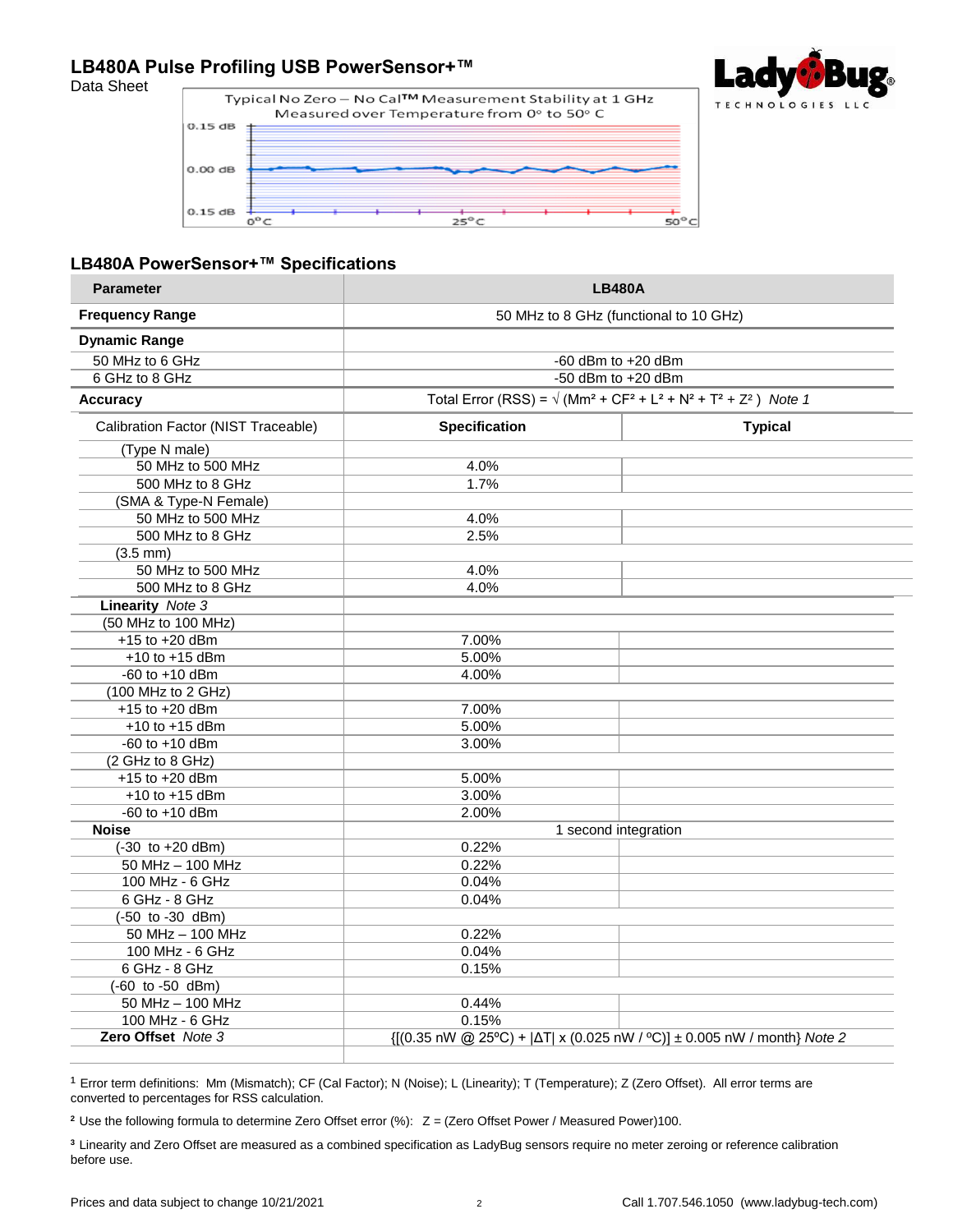# LB480A Pulse Profiling USB PowerSensor+™

Data Sheet

Typical No Zero – No Cal™ Measurement Stability at 1 GHz
Measured over Temperature from 0° to 50° C

## LB480A PowerSensor+™ Specifications

| Parameter | LB480A | |
|---|---|---|
| **Frequency Range** | 50 MHz to 8 GHz (functional to 10 GHz) | |
| **Dynamic Range** | | |
| 50 MHz to 6 GHz | -60 dBm to +20 dBm | |
| 6 GHz to 8 GHz | -50 dBm to +20 dBm | |
| **Accuracy** | Total Error (RSS) = $\sqrt{(Mm^2 + CF^2 + L^2 + N^2 + T^2 + Z^2)}$ *Note 1* | |
| Calibration Factor (NIST Traceable) | **Specification** | **Typical** |
| (Type N male) | | |
| 50 MHz to 500 MHz | 4.0% | |
| 500 MHz to 8 GHz | 1.7% | |
| (SMA & Type-N Female) | | |
| 50 MHz to 500 MHz | 4.0% | |
| 500 MHz to 8 GHz | 2.5% | |
| (3.5 mm) | | |
| 50 MHz to 500 MHz | 4.0% | |
| 500 MHz to 8 GHz | 4.0% | |
| **Linearity** *Note 3* | | |
| (50 MHz to 100 MHz) | | |
| +15 to +20 dBm | 7.00% | |
| +10 to +15 dBm | 5.00% | |
| -60 to +10 dBm | 4.00% | |
| (100 MHz to 2 GHz) | | |
| +15 to +20 dBm | 7.00% | |
| +10 to +15 dBm | 5.00% | |
| -60 to +10 dBm | 3.00% | |
| (2 GHz to 8 GHz) | | |
| +15 to +20 dBm | 5.00% | |
| +10 to +15 dBm | 3.00% | |
| -60 to +10 dBm | 2.00% | |
| **Noise** | 1 second integration | |
| (-30 to +20 dBm) | 0.22% | |
| 50 MHz – 100 MHz | 0.22% | |
| 100 MHz - 6 GHz | 0.04% | |
| 6 GHz - 8 GHz | 0.04% | |
| (-50 to -30 dBm) | | |
| 50 MHz – 100 MHz | 0.22% | |
| 100 MHz - 6 GHz | 0.04% | |
| 6 GHz - 8 GHz | 0.15% | |
| (-60 to -50 dBm) | | |
| 50 MHz – 100 MHz | 0.44% | |
| 100 MHz - 6 GHz | 0.15% | |
| **Zero Offset** *Note 3* | {[(0.35 nW @ 25ºC) + \|ΔT\| x (0.025 nW / ºC)] ± 0.005 nW / month} *Note 2* | |

[1] Error term definitions: Mm (Mismatch); CF (Cal Factor); N (Noise); L (Linearity); T (Temperature); Z (Zero Offset). All error terms are converted to percentages for RSS calculation.

[2] Use the following formula to determine Zero Offset error (%): Z = (Zero Offset Power / Measured Power)100.

[3] Linearity and Zero Offset are measured as a combined specification as LadyBug sensors require no meter zeroing or reference calibration before use.

Prices and data subject to change 10/21/2021

Call 1.707.546.1050 (www.ladybug-tech.com)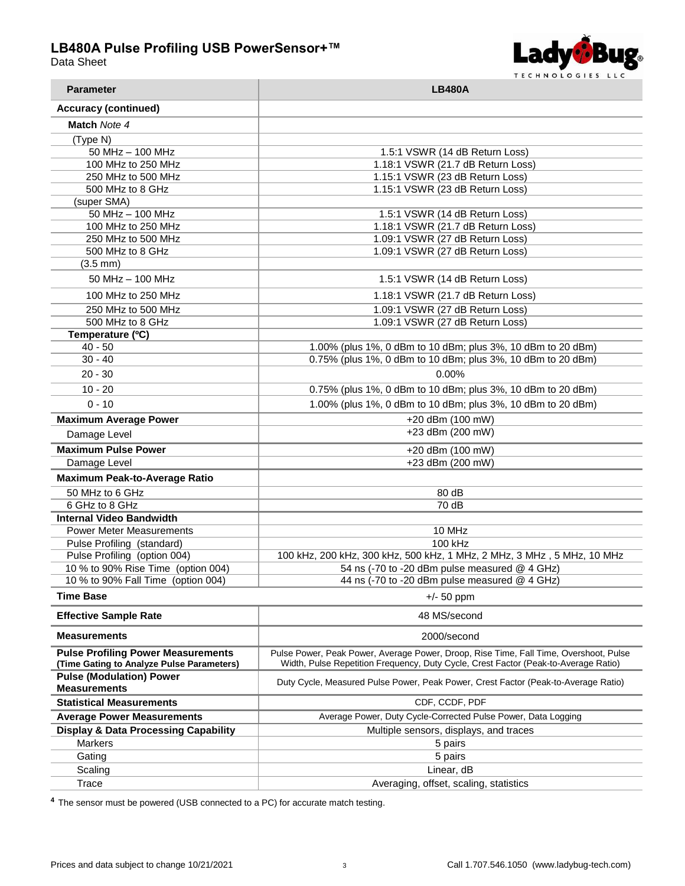# LB480A Pulse Profiling USB PowerSensor+™

Data Sheet

| Parameter | LB480A |
|---|---|
| **Accuracy (continued)** | |
| **Match** *Note 4* | |
| (Type N) | |
| 50 MHz – 100 MHz | 1.5:1 VSWR (14 dB Return Loss) |
| 100 MHz to 250 MHz | 1.18:1 VSWR (21.7 dB Return Loss) |
| 250 MHz to 500 MHz | 1.15:1 VSWR (23 dB Return Loss) |
| 500 MHz to 8 GHz | 1.15:1 VSWR (23 dB Return Loss) |
| (super SMA) | |
| 50 MHz – 100 MHz | 1.5:1 VSWR (14 dB Return Loss) |
| 100 MHz to 250 MHz | 1.18:1 VSWR (21.7 dB Return Loss) |
| 250 MHz to 500 MHz | 1.09:1 VSWR (27 dB Return Loss) |
| 500 MHz to 8 GHz | 1.09:1 VSWR (27 dB Return Loss) |
| (3.5 mm) | |
| 50 MHz – 100 MHz | 1.5:1 VSWR (14 dB Return Loss) |
| 100 MHz to 250 MHz | 1.18:1 VSWR (21.7 dB Return Loss) |
| 250 MHz to 500 MHz | 1.09:1 VSWR (27 dB Return Loss) |
| 500 MHz to 8 GHz | 1.09:1 VSWR (27 dB Return Loss) |
| **Temperature (ºC)** | |
| 40 - 50 | 1.00% (plus 1%, 0 dBm to 10 dBm; plus 3%, 10 dBm to 20 dBm) |
| 30 - 40 | 0.75% (plus 1%, 0 dBm to 10 dBm; plus 3%, 10 dBm to 20 dBm) |
| 20 - 30 | 0.00% |
| 10 - 20 | 0.75% (plus 1%, 0 dBm to 10 dBm; plus 3%, 10 dBm to 20 dBm) |
| 0 - 10 | 1.00% (plus 1%, 0 dBm to 10 dBm; plus 3%, 10 dBm to 20 dBm) |
| **Maximum Average Power** | +20 dBm (100 mW) |
| Damage Level | +23 dBm (200 mW) |
| **Maximum Pulse Power** | +20 dBm (100 mW) |
| Damage Level | +23 dBm (200 mW) |
| **Maximum Peak-to-Average Ratio** | |
| 50 MHz to 6 GHz | 80 dB |
| 6 GHz to 8 GHz | 70 dB |
| **Internal Video Bandwidth** | |
| Power Meter Measurements | 10 MHz |
| Pulse Profiling (standard) | 100 kHz |
| Pulse Profiling (option 004) | 100 kHz, 200 kHz, 300 kHz, 500 kHz, 1 MHz, 2 MHz, 3 MHz , 5 MHz, 10 MHz |
| 10 % to 90% Rise Time (option 004) | 54 ns (-70 to -20 dBm pulse measured @ 4 GHz) |
| 10 % to 90% Fall Time (option 004) | 44 ns (-70 to -20 dBm pulse measured @ 4 GHz) |
| **Time Base** | +/- 50 ppm |
| **Effective Sample Rate** | 48 MS/second |
| **Measurements** | 2000/second |
| **Pulse Profiling Power Measurements (Time Gating to Analyze Pulse Parameters)** | Pulse Power, Peak Power, Average Power, Droop, Rise Time, Fall Time, Overshoot, Pulse Width, Pulse Repetition Frequency, Duty Cycle, Crest Factor (Peak-to-Average Ratio) |
| **Pulse (Modulation) Power Measurements** | Duty Cycle, Measured Pulse Power, Peak Power, Crest Factor (Peak-to-Average Ratio) |
| **Statistical Measurements** | CDF, CCDF, PDF |
| **Average Power Measurements** | Average Power, Duty Cycle-Corrected Pulse Power, Data Logging |
| **Display & Data Processing Capability** | Multiple sensors, displays, and traces |
| Markers | 5 pairs |
| Gating | 5 pairs |
| Scaling | Linear, dB |
| Trace | Averaging, offset, scaling, statistics |

[4] The sensor must be powered (USB connected to a PC) for accurate match testing.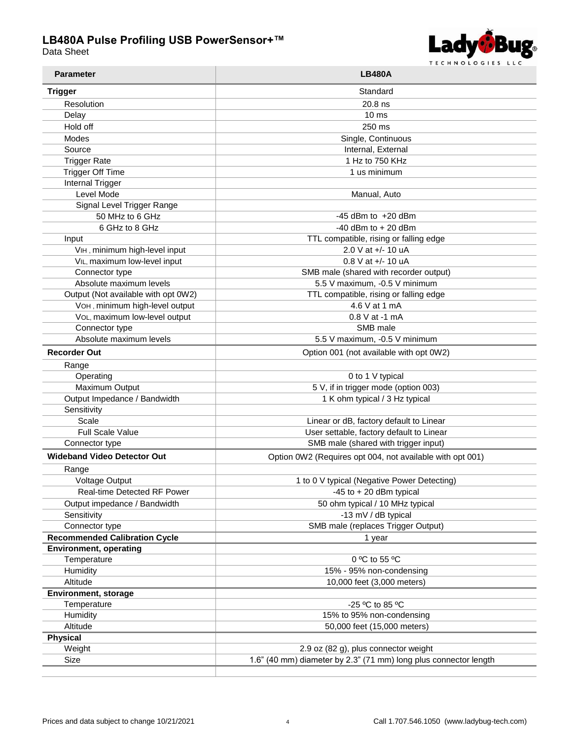| Parameter | LB480A |
|---|---|
| **Trigger** | Standard |
| Resolution | 20.8 ns |
| Delay | 10 ms |
| Hold off | 250 ms |
| Modes | Single, Continuous |
| Source | Internal, External |
| Trigger Rate | 1 Hz to 750 KHz |
| Trigger Off Time | 1 us minimum |
| Internal Trigger | |
| Level Mode | Manual, Auto |
| Signal Level Trigger Range | |
| 50 MHz to 6 GHz | -45 dBm to +20 dBm |
| 6 GHz to 8 GHz | -40 dBm to + 20 dBm |
| Input | TTL compatible, rising or falling edge |
| $V_{IH}$, minimum high-level input | 2.0 V at +/- 10 uA |
| $V_{IL}$, maximum low-level input | 0.8 V at +/- 10 uA |
| Connector type | SMB male (shared with recorder output) |
| Absolute maximum levels | 5.5 V maximum, -0.5 V minimum |
| Output (Not available with opt 0W2) | TTL compatible, rising or falling edge |
| $V_{OH}$, minimum high-level output | 4.6 V at 1 mA |
| $V_{OL}$, maximum low-level output | 0.8 V at -1 mA |
| Connector type | SMB male |
| Absolute maximum levels | 5.5 V maximum, -0.5 V minimum |
| **Recorder Out** | Option 001 (not available with opt 0W2) |
| Range | |
| Operating | 0 to 1 V typical |
| Maximum Output | 5 V, if in trigger mode (option 003) |
| Output Impedance / Bandwidth | 1 K ohm typical / 3 Hz typical |
| Sensitivity | |
| Scale | Linear or dB, factory default to Linear |
| Full Scale Value | User settable, factory default to Linear |
| Connector type | SMB male (shared with trigger input) |
| **Wideband Video Detector Out** | Option 0W2 (Requires opt 004, not available with opt 001) |
| Range | |
| Voltage Output | 1 to 0 V typical (Negative Power Detecting) |
| Real-time Detected RF Power | -45 to + 20 dBm typical |
| Output impedance / Bandwidth | 50 ohm typical / 10 MHz typical |
| Sensitivity | -13 mV / dB typical |
| Connector type | SMB male (replaces Trigger Output) |
| **Recommended Calibration Cycle** | 1 year |
| **Environment, operating** | |
| Temperature | 0 ºC to 55 ºC |
| Humidity | 15% - 95% non-condensing |
| Altitude | 10,000 feet (3,000 meters) |
| **Environment, storage** | |
| Temperature | -25 ºC to 85 ºC |
| Humidity | 15% to 95% non-condensing |
| Altitude | 50,000 feet (15,000 meters) |
| **Physical** | |
| Weight | 2.9 oz (82 g), plus connector weight |
| Size | 1.6" (40 mm) diameter by 2.3" (71 mm) long plus connector length |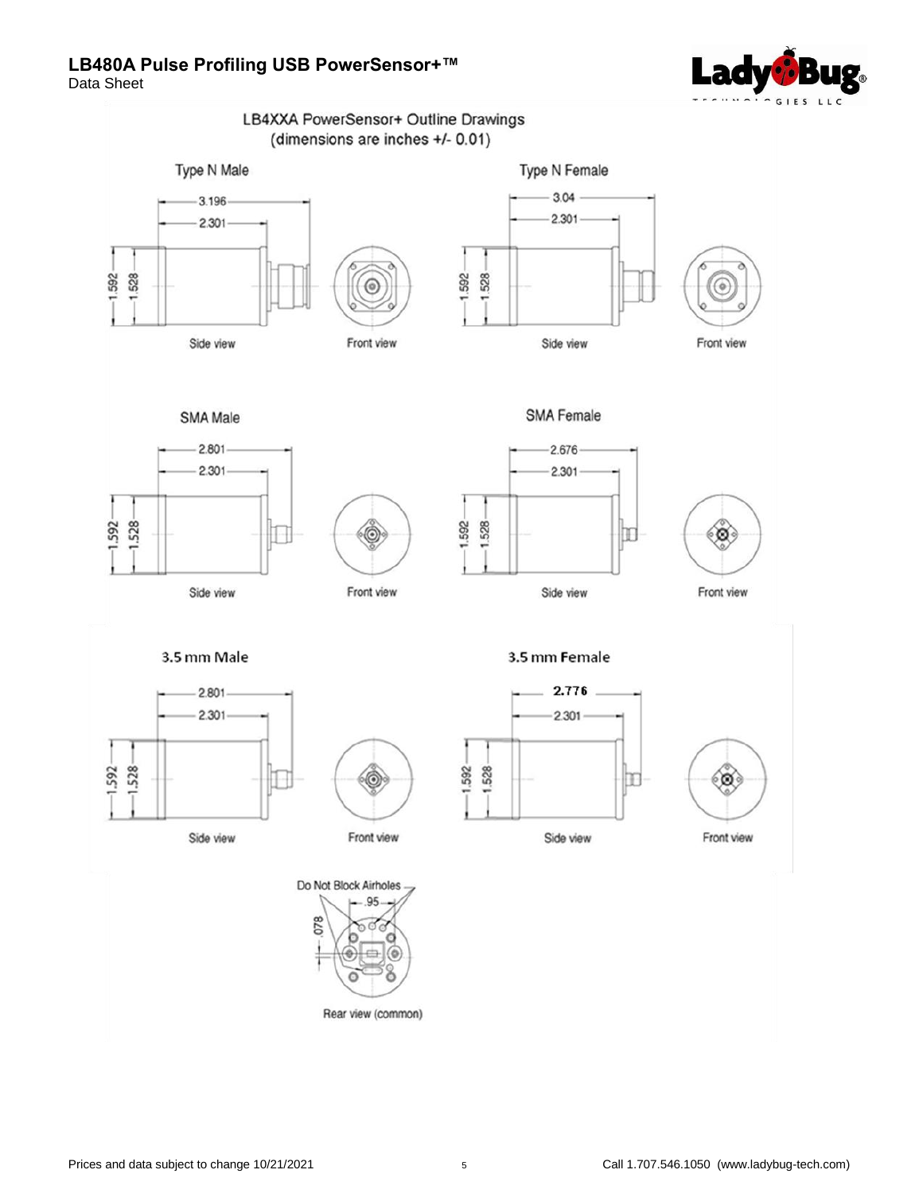LB4XXA PowerSensor+ Outline Drawings
(dimensions are inches +/- 0.01)

Type N Male

3.196

2.301

1.592

1.528

Side view

Front view

Type N Female

3.04

2.301

1.592

1.528

Side view

Front view

SMA Male

2.801

2.301

1.592

1.528

Side view

Front view

SMA Female

2.676

2.301

1.592

1.528

Side view

Front view

3.5 mm Male

2.801

2.301

1.592

1.528

Side view

Front view

3.5 mm Female

2.776

2.301

1.592

1.528

Side view

Front view

Do Not Block Airholes

.95

.078

Rear view (common)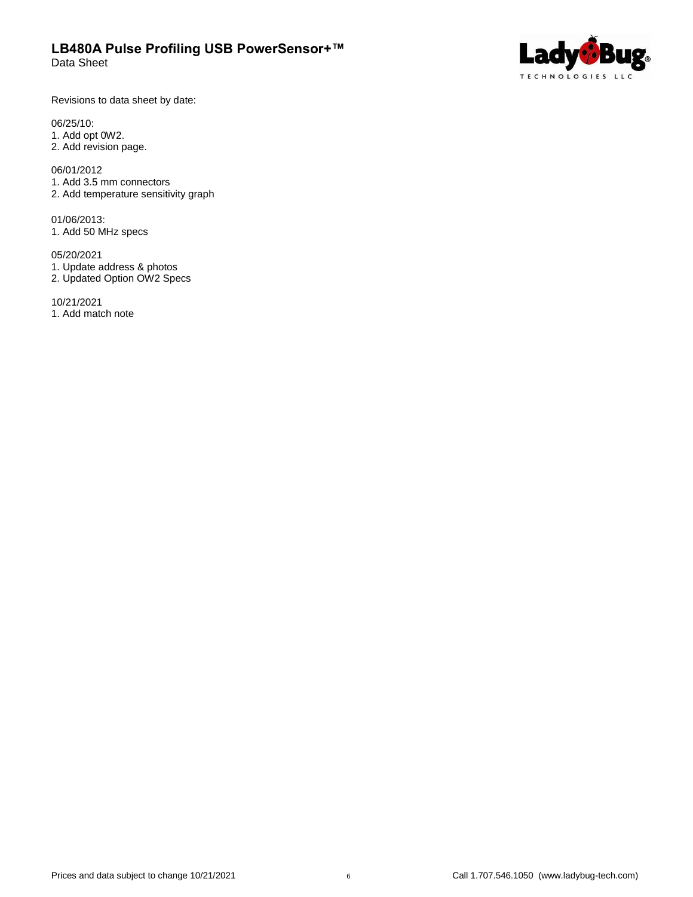Revisions to data sheet by date:

06/25/10:

1. Add opt 0W2.
2. Add revision page.

06/01/2012

1. Add 3.5 mm connectors
2. Add temperature sensitivity graph

01/06/2013:

1. Add 50 MHz specs

05/20/2021

1. Update address & photos
2. Updated Option OW2 Specs

10/21/2021

1. Add match note